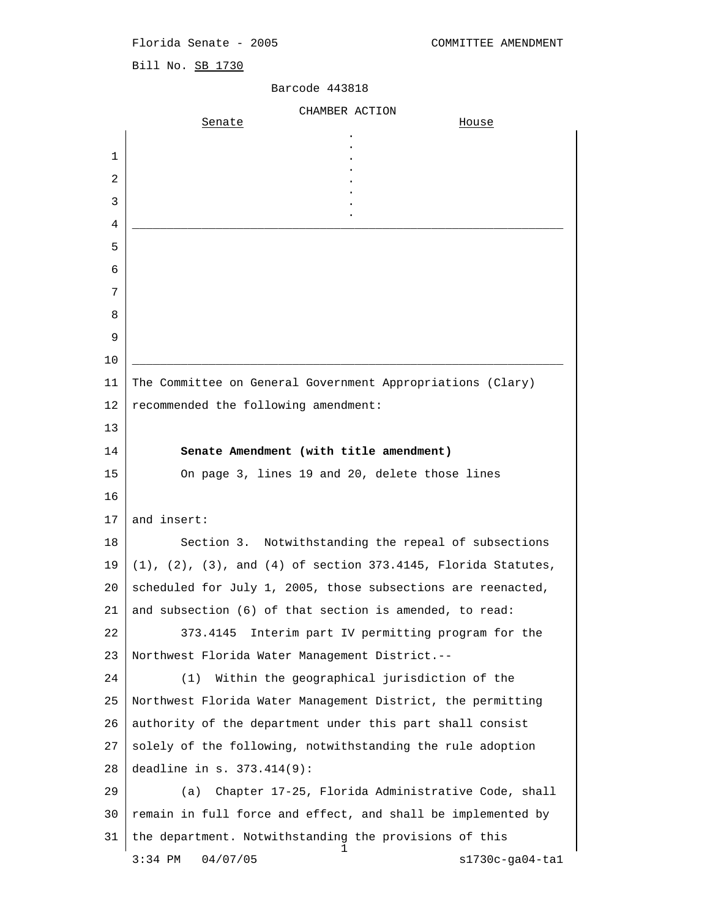Florida Senate - 2005 COMMITTEE AMENDMENT

Bill No. SB 1730

Barcode 443818

CHAMBER ACTION

| Senate | | House |
|---|---|---|
| | . | |

The Committee on General Government Appropriations (Clary) recommended the following amendment:

**Senate Amendment (with title amendment)**

On page 3, lines 19 and 20, delete those lines

and insert:

Section 3. Notwithstanding the repeal of subsections (1), (2), (3), and (4) of section 373.4145, Florida Statutes, scheduled for July 1, 2005, those subsections are reenacted, and subsection (6) of that section is amended, to read:

373.4145 Interim part IV permitting program for the Northwest Florida Water Management District.--

(1) Within the geographical jurisdiction of the Northwest Florida Water Management District, the permitting authority of the department under this part shall consist solely of the following, notwithstanding the rule adoption deadline in s. 373.414(9):

(a) Chapter 17-25, Florida Administrative Code, shall remain in full force and effect, and shall be implemented by the department. Notwithstanding the provisions of this

3:34 PM 04/07/05 s1730c-ga04-ta1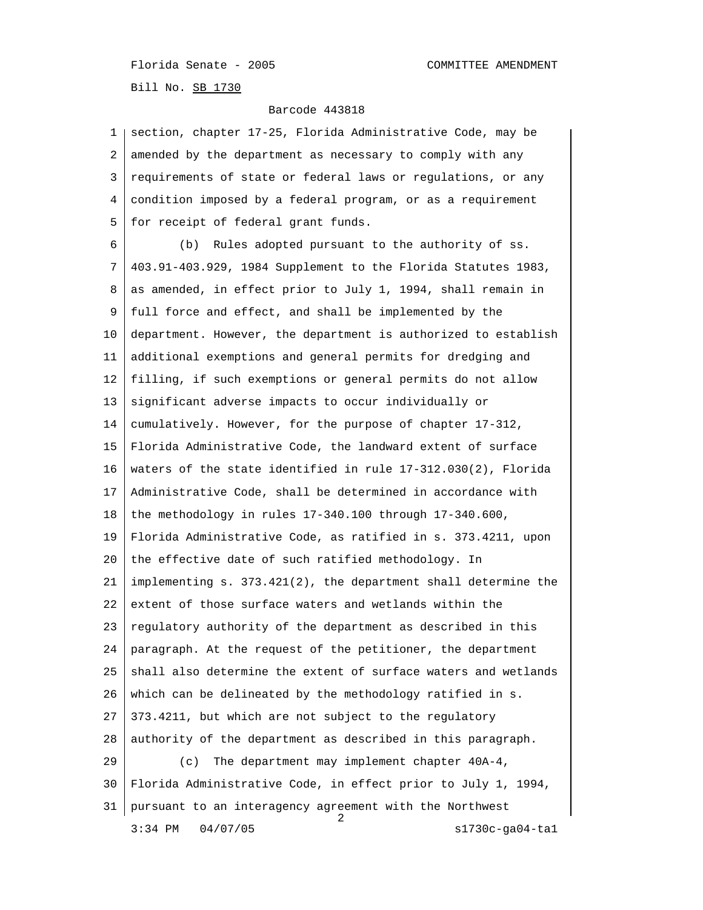section, chapter 17-25, Florida Administrative Code, may be amended by the department as necessary to comply with any requirements of state or federal laws or regulations, or any condition imposed by a federal program, or as a requirement for receipt of federal grant funds.

(b) Rules adopted pursuant to the authority of ss. 403.91-403.929, 1984 Supplement to the Florida Statutes 1983, as amended, in effect prior to July 1, 1994, shall remain in full force and effect, and shall be implemented by the department. However, the department is authorized to establish additional exemptions and general permits for dredging and filling, if such exemptions or general permits do not allow significant adverse impacts to occur individually or cumulatively. However, for the purpose of chapter 17-312, Florida Administrative Code, the landward extent of surface waters of the state identified in rule 17-312.030(2), Florida Administrative Code, shall be determined in accordance with the methodology in rules 17-340.100 through 17-340.600, Florida Administrative Code, as ratified in s. 373.4211, upon the effective date of such ratified methodology. In implementing s. 373.421(2), the department shall determine the extent of those surface waters and wetlands within the regulatory authority of the department as described in this paragraph. At the request of the petitioner, the department shall also determine the extent of surface waters and wetlands which can be delineated by the methodology ratified in s. 373.4211, but which are not subject to the regulatory authority of the department as described in this paragraph.

(c) The department may implement chapter 40A-4, Florida Administrative Code, in effect prior to July 1, 1994, pursuant to an interagency agreement with the Northwest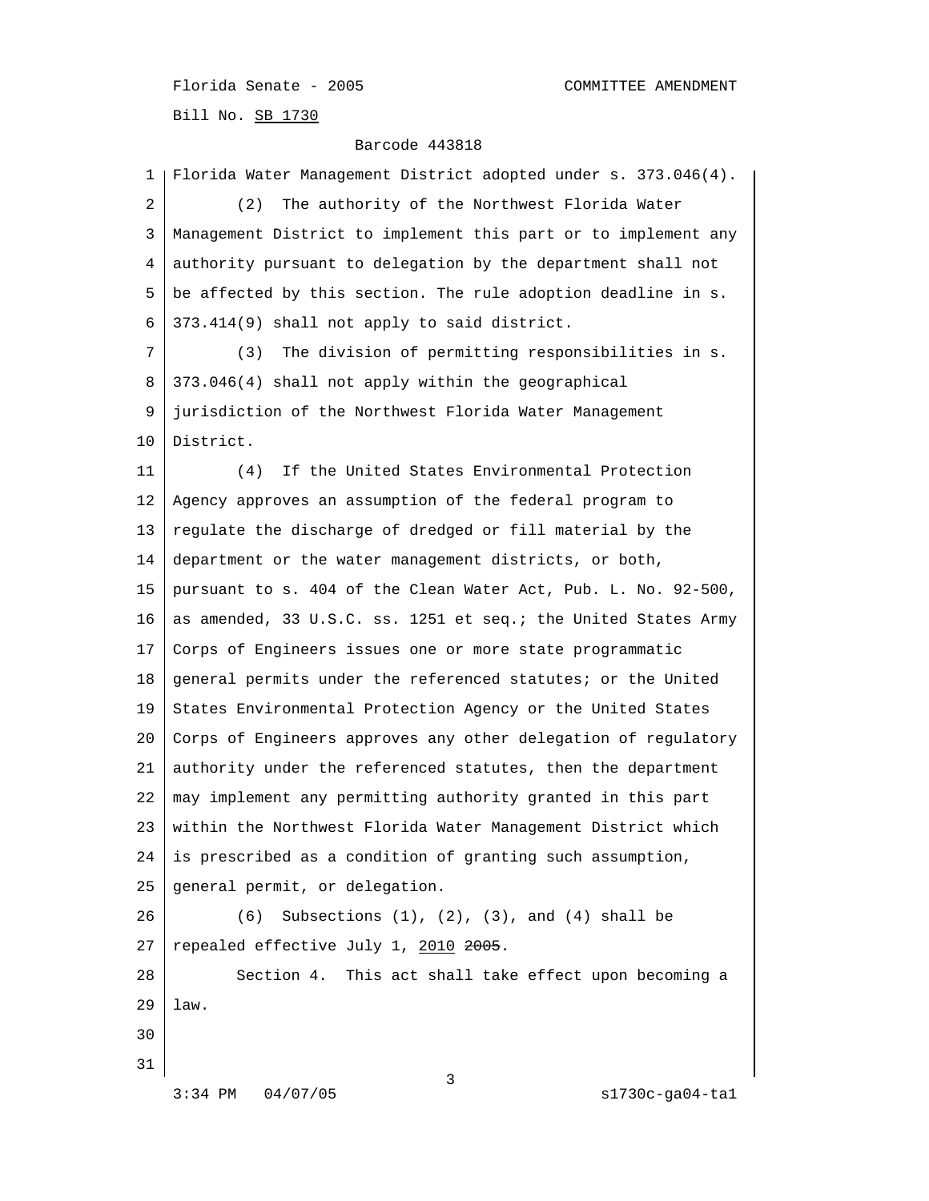Florida Water Management District adopted under s. 373.046(4).

(2) The authority of the Northwest Florida Water Management District to implement this part or to implement any authority pursuant to delegation by the department shall not be affected by this section. The rule adoption deadline in s. 373.414(9) shall not apply to said district.

(3) The division of permitting responsibilities in s. 373.046(4) shall not apply within the geographical jurisdiction of the Northwest Florida Water Management District.

(4) If the United States Environmental Protection Agency approves an assumption of the federal program to regulate the discharge of dredged or fill material by the department or the water management districts, or both, pursuant to s. 404 of the Clean Water Act, Pub. L. No. 92-500, as amended, 33 U.S.C. ss. 1251 et seq.; the United States Army Corps of Engineers issues one or more state programmatic general permits under the referenced statutes; or the United States Environmental Protection Agency or the United States Corps of Engineers approves any other delegation of regulatory authority under the referenced statutes, then the department may implement any permitting authority granted in this part within the Northwest Florida Water Management District which is prescribed as a condition of granting such assumption, general permit, or delegation.

(6) Subsections (1), (2), (3), and (4) shall be repealed effective July 1, <u>2010</u> ~~2005~~.

Section 4. This act shall take effect upon becoming a law.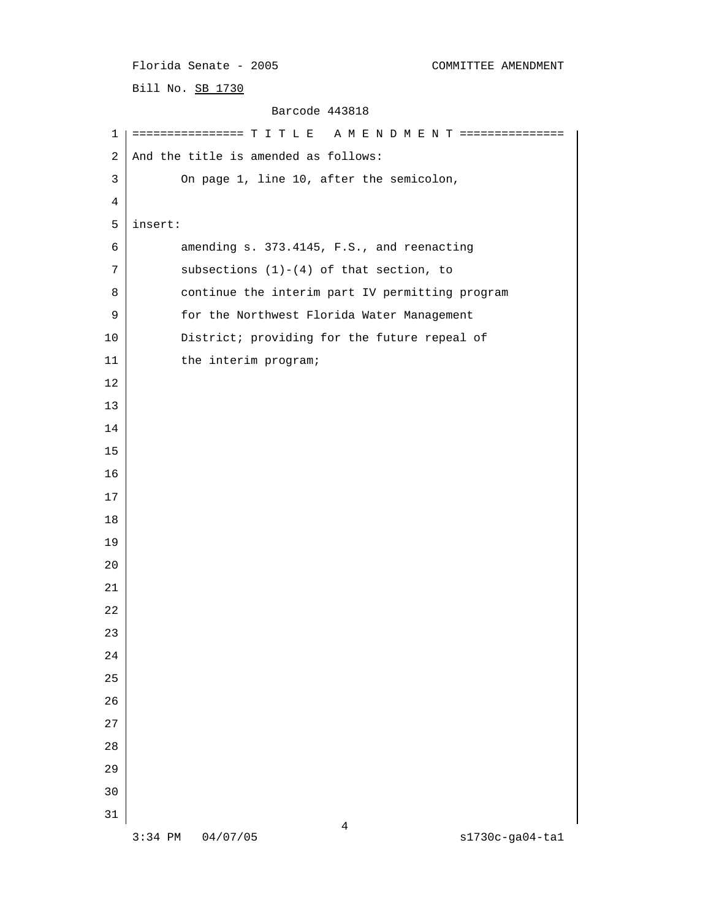Florida Senate - 2005 COMMITTEE AMENDMENT

Bill No. SB 1730

Barcode 443818

================ T I T L E A M E N D M E N T ===============

And the title is amended as follows:

On page 1, line 10, after the semicolon,

insert:

amending s. 373.4145, F.S., and reenacting subsections (1)-(4) of that section, to continue the interim part IV permitting program for the Northwest Florida Water Management District; providing for the future repeal of the interim program;

3:34 PM 04/07/05 s1730c-ga04-ta1